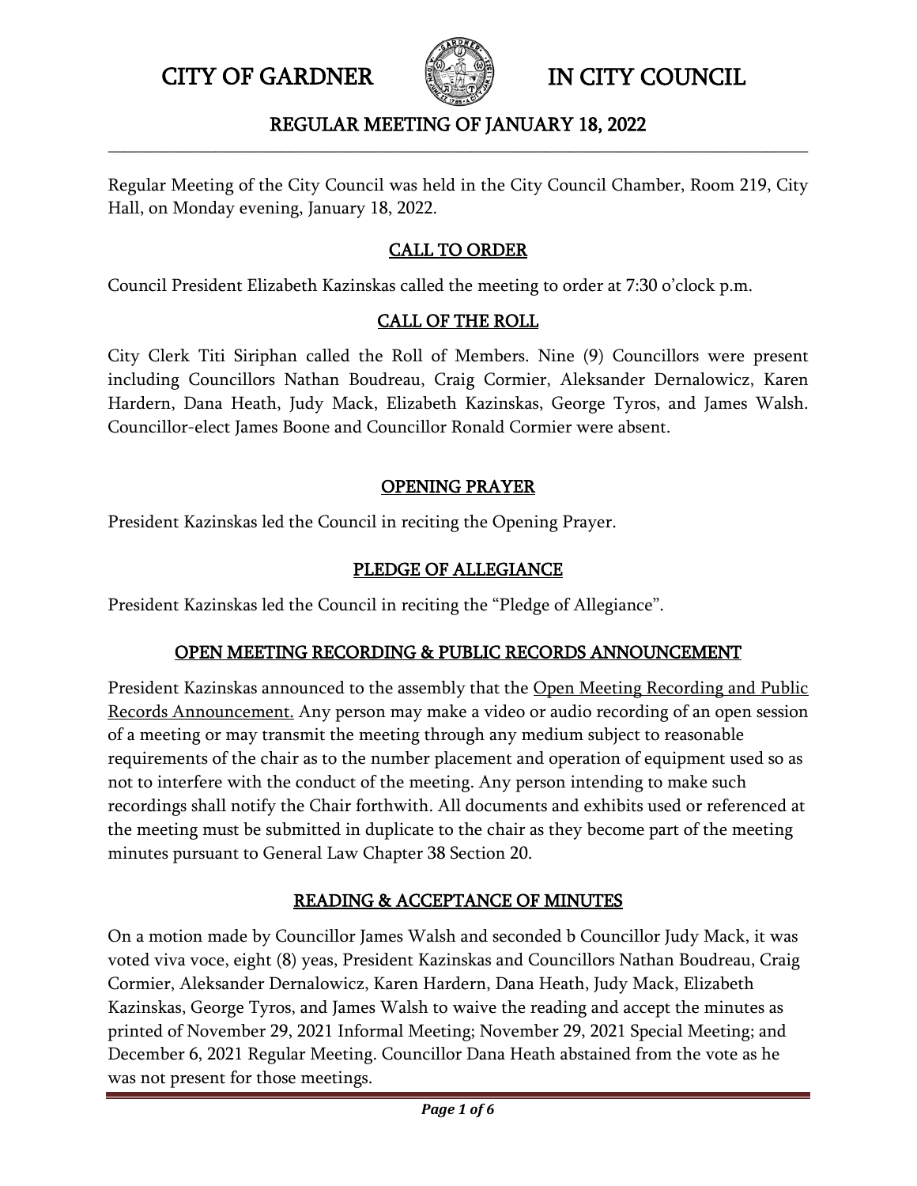# CITY OF GARDNER IN CITY COUNCIL

## REGULAR MEETING OF JANUARY 18, 2022

Regular Meeting of the City Council was held in the City Council Chamber, Room 219, City Hall, on Monday evening, January 18, 2022.

### CALL TO ORDER

Council President Elizabeth Kazinskas called the meeting to order at 7:30 o'clock p.m.

### CALL OF THE ROLL

City Clerk Titi Siriphan called the Roll of Members. Nine (9) Councillors were present including Councillors Nathan Boudreau, Craig Cormier, Aleksander Dernalowicz, Karen Hardern, Dana Heath, Judy Mack, Elizabeth Kazinskas, George Tyros, and James Walsh. Councillor-elect James Boone and Councillor Ronald Cormier were absent.

### OPENING PRAYER

President Kazinskas led the Council in reciting the Opening Prayer.

### PLEDGE OF ALLEGIANCE

President Kazinskas led the Council in reciting the "Pledge of Allegiance".

### OPEN MEETING RECORDING & PUBLIC RECORDS ANNOUNCEMENT

President Kazinskas announced to the assembly that the Open Meeting Recording and Public Records Announcement. Any person may make a video or audio recording of an open session of a meeting or may transmit the meeting through any medium subject to reasonable requirements of the chair as to the number placement and operation of equipment used so as not to interfere with the conduct of the meeting. Any person intending to make such recordings shall notify the Chair forthwith. All documents and exhibits used or referenced at the meeting must be submitted in duplicate to the chair as they become part of the meeting minutes pursuant to General Law Chapter 38 Section 20.

### READING & ACCEPTANCE OF MINUTES

On a motion made by Councillor James Walsh and seconded b Councillor Judy Mack, it was voted viva voce, eight (8) yeas, President Kazinskas and Councillors Nathan Boudreau, Craig Cormier, Aleksander Dernalowicz, Karen Hardern, Dana Heath, Judy Mack, Elizabeth Kazinskas, George Tyros, and James Walsh to waive the reading and accept the minutes as printed of November 29, 2021 Informal Meeting; November 29, 2021 Special Meeting; and December 6, 2021 Regular Meeting. Councillor Dana Heath abstained from the vote as he was not present for those meetings.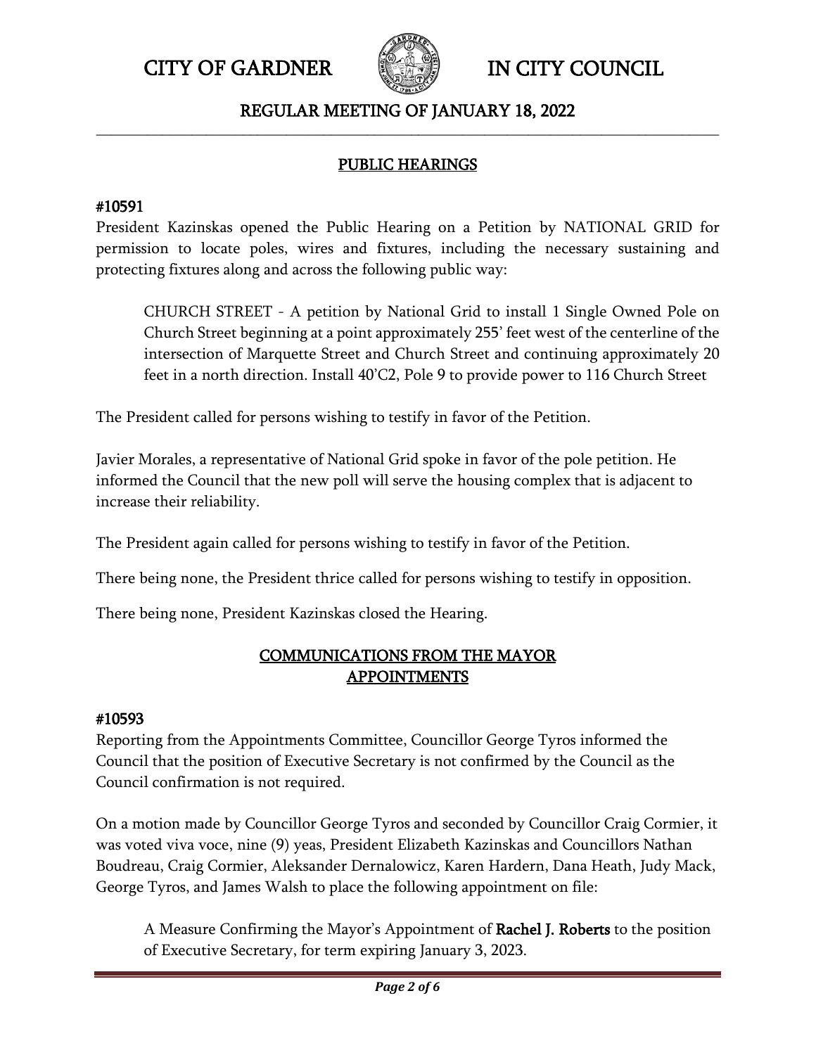## PUBLIC HEARINGS

**#10591**

President Kazinskas opened the Public Hearing on a Petition by NATIONAL GRID for permission to locate poles, wires and fixtures, including the necessary sustaining and protecting fixtures along and across the following public way:

> CHURCH STREET - A petition by National Grid to install 1 Single Owned Pole on Church Street beginning at a point approximately 255' feet west of the centerline of the intersection of Marquette Street and Church Street and continuing approximately 20 feet in a north direction. Install 40'C2, Pole 9 to provide power to 116 Church Street

The President called for persons wishing to testify in favor of the Petition.

Javier Morales, a representative of National Grid spoke in favor of the pole petition. He informed the Council that the new poll will serve the housing complex that is adjacent to increase their reliability.

The President again called for persons wishing to testify in favor of the Petition.

There being none, the President thrice called for persons wishing to testify in opposition.

There being none, President Kazinskas closed the Hearing.

## COMMUNICATIONS FROM THE MAYOR
## APPOINTMENTS

**#10593**

Reporting from the Appointments Committee, Councillor George Tyros informed the Council that the position of Executive Secretary is not confirmed by the Council as the Council confirmation is not required.

On a motion made by Councillor George Tyros and seconded by Councillor Craig Cormier, it was voted viva voce, nine (9) yeas, President Elizabeth Kazinskas and Councillors Nathan Boudreau, Craig Cormier, Aleksander Dernalowicz, Karen Hardern, Dana Heath, Judy Mack, George Tyros, and James Walsh to place the following appointment on file:

> A Measure Confirming the Mayor's Appointment of **Rachel J. Roberts** to the position of Executive Secretary, for term expiring January 3, 2023.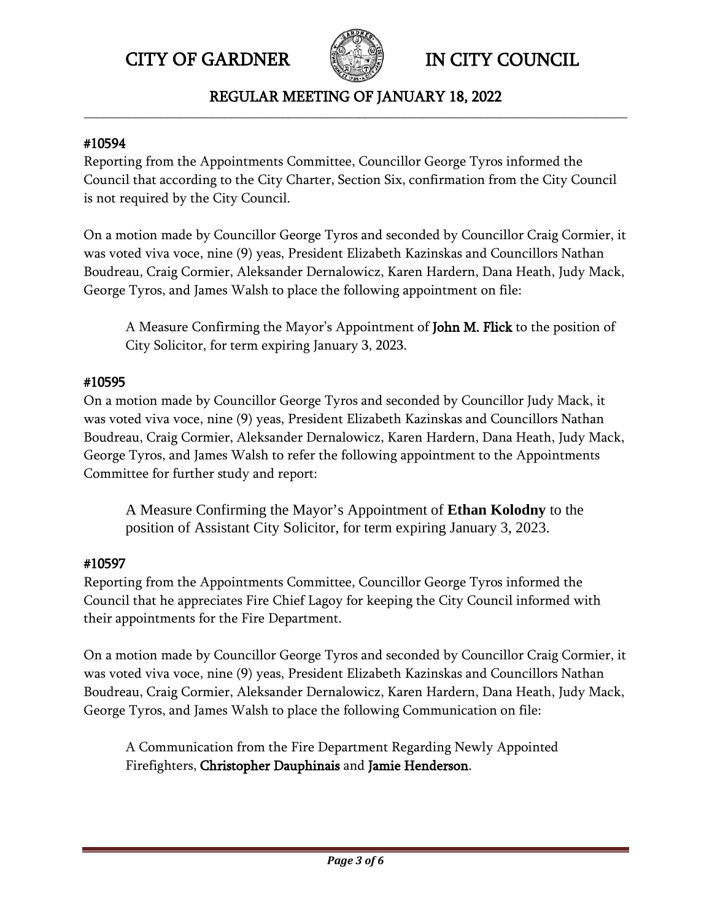#### #10594

Reporting from the Appointments Committee, Councillor George Tyros informed the Council that according to the City Charter, Section Six, confirmation from the City Council is not required by the City Council.

On a motion made by Councillor George Tyros and seconded by Councillor Craig Cormier, it was voted viva voce, nine (9) yeas, President Elizabeth Kazinskas and Councillors Nathan Boudreau, Craig Cormier, Aleksander Dernalowicz, Karen Hardern, Dana Heath, Judy Mack, George Tyros, and James Walsh to place the following appointment on file:

> A Measure Confirming the Mayor's Appointment of **John M. Flick** to the position of City Solicitor, for term expiring January 3, 2023.

#### #10595

On a motion made by Councillor George Tyros and seconded by Councillor Judy Mack, it was voted viva voce, nine (9) yeas, President Elizabeth Kazinskas and Councillors Nathan Boudreau, Craig Cormier, Aleksander Dernalowicz, Karen Hardern, Dana Heath, Judy Mack, George Tyros, and James Walsh to refer the following appointment to the Appointments Committee for further study and report:

> A Measure Confirming the Mayor's Appointment of **Ethan Kolodny** to the position of Assistant City Solicitor, for term expiring January 3, 2023.

#### #10597

Reporting from the Appointments Committee, Councillor George Tyros informed the Council that he appreciates Fire Chief Lagoy for keeping the City Council informed with their appointments for the Fire Department.

On a motion made by Councillor George Tyros and seconded by Councillor Craig Cormier, it was voted viva voce, nine (9) yeas, President Elizabeth Kazinskas and Councillors Nathan Boudreau, Craig Cormier, Aleksander Dernalowicz, Karen Hardern, Dana Heath, Judy Mack, George Tyros, and James Walsh to place the following Communication on file:

> A Communication from the Fire Department Regarding Newly Appointed Firefighters, **Christopher Dauphinais** and **Jamie Henderson**.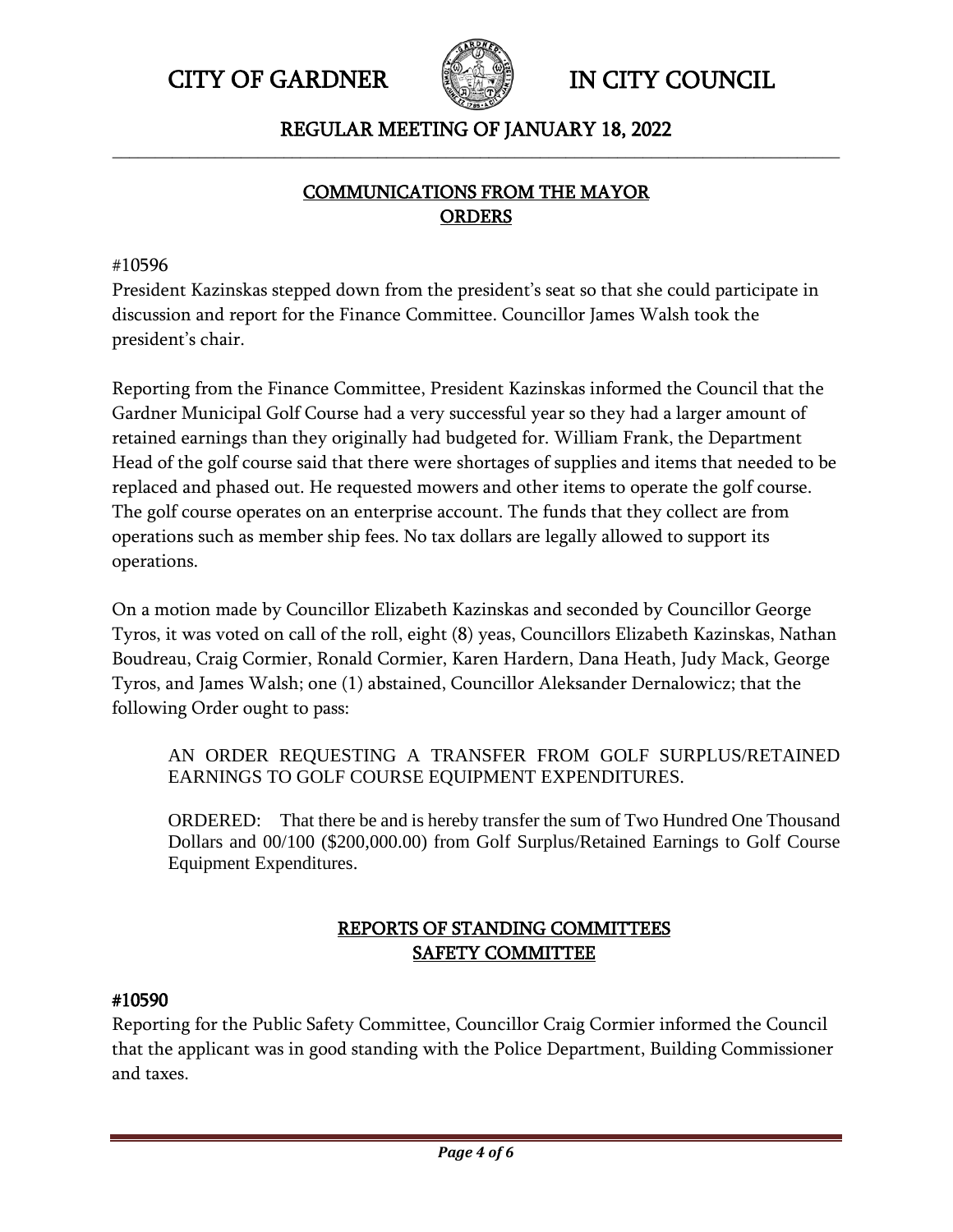## COMMUNICATIONS FROM THE MAYOR
## ORDERS

#10596

President Kazinskas stepped down from the president's seat so that she could participate in discussion and report for the Finance Committee. Councillor James Walsh took the president's chair.

Reporting from the Finance Committee, President Kazinskas informed the Council that the Gardner Municipal Golf Course had a very successful year so they had a larger amount of retained earnings than they originally had budgeted for. William Frank, the Department Head of the golf course said that there were shortages of supplies and items that needed to be replaced and phased out. He requested mowers and other items to operate the golf course. The golf course operates on an enterprise account. The funds that they collect are from operations such as member ship fees. No tax dollars are legally allowed to support its operations.

On a motion made by Councillor Elizabeth Kazinskas and seconded by Councillor George Tyros, it was voted on call of the roll, eight (8) yeas, Councillors Elizabeth Kazinskas, Nathan Boudreau, Craig Cormier, Ronald Cormier, Karen Hardern, Dana Heath, Judy Mack, George Tyros, and James Walsh; one (1) abstained, Councillor Aleksander Dernalowicz; that the following Order ought to pass:

> AN ORDER REQUESTING A TRANSFER FROM GOLF SURPLUS/RETAINED EARNINGS TO GOLF COURSE EQUIPMENT EXPENDITURES.
>
> ORDERED: That there be and is hereby transfer the sum of Two Hundred One Thousand Dollars and 00/100 ($200,000.00) from Golf Surplus/Retained Earnings to Golf Course Equipment Expenditures.

## REPORTS OF STANDING COMMITTEES
## SAFETY COMMITTEE

**#10590**

Reporting for the Public Safety Committee, Councillor Craig Cormier informed the Council that the applicant was in good standing with the Police Department, Building Commissioner and taxes.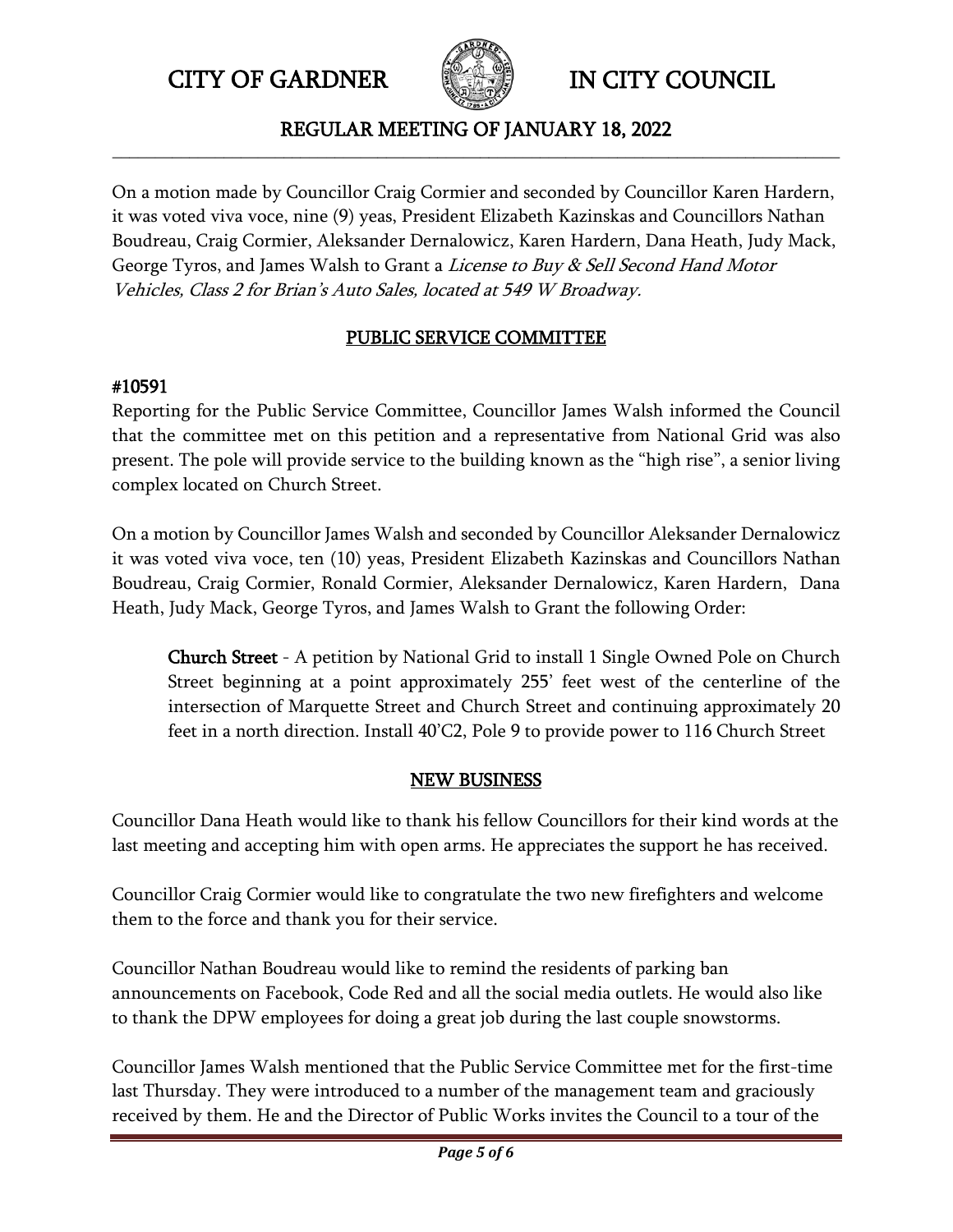On a motion made by Councillor Craig Cormier and seconded by Councillor Karen Hardern, it was voted viva voce, nine (9) yeas, President Elizabeth Kazinskas and Councillors Nathan Boudreau, Craig Cormier, Aleksander Dernalowicz, Karen Hardern, Dana Heath, Judy Mack, George Tyros, and James Walsh to Grant a *License to Buy & Sell Second Hand Motor Vehicles, Class 2 for Brian's Auto Sales, located at 549 W Broadway.*

## PUBLIC SERVICE COMMITTEE

**#10591**
Reporting for the Public Service Committee, Councillor James Walsh informed the Council that the committee met on this petition and a representative from National Grid was also present. The pole will provide service to the building known as the "high rise", a senior living complex located on Church Street.

On a motion by Councillor James Walsh and seconded by Councillor Aleksander Dernalowicz it was voted viva voce, ten (10) yeas, President Elizabeth Kazinskas and Councillors Nathan Boudreau, Craig Cormier, Ronald Cormier, Aleksander Dernalowicz, Karen Hardern, Dana Heath, Judy Mack, George Tyros, and James Walsh to Grant the following Order:

> **Church Street** - A petition by National Grid to install 1 Single Owned Pole on Church Street beginning at a point approximately 255' feet west of the centerline of the intersection of Marquette Street and Church Street and continuing approximately 20 feet in a north direction. Install 40'C2, Pole 9 to provide power to 116 Church Street

## NEW BUSINESS

Councillor Dana Heath would like to thank his fellow Councillors for their kind words at the last meeting and accepting him with open arms. He appreciates the support he has received.

Councillor Craig Cormier would like to congratulate the two new firefighters and welcome them to the force and thank you for their service.

Councillor Nathan Boudreau would like to remind the residents of parking ban announcements on Facebook, Code Red and all the social media outlets. He would also like to thank the DPW employees for doing a great job during the last couple snowstorms.

Councillor James Walsh mentioned that the Public Service Committee met for the first-time last Thursday. They were introduced to a number of the management team and graciously received by them. He and the Director of Public Works invites the Council to a tour of the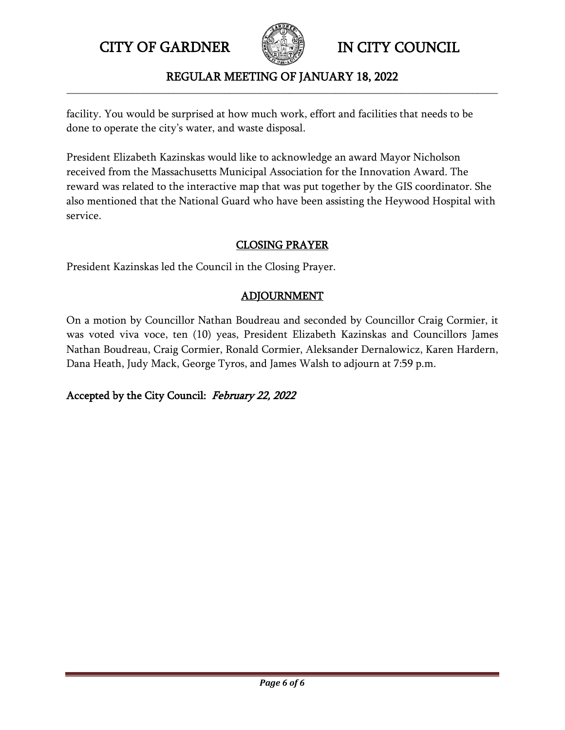facility. You would be surprised at how much work, effort and facilities that needs to be done to operate the city's water, and waste disposal.

President Elizabeth Kazinskas would like to acknowledge an award Mayor Nicholson received from the Massachusetts Municipal Association for the Innovation Award. The reward was related to the interactive map that was put together by the GIS coordinator. She also mentioned that the National Guard who have been assisting the Heywood Hospital with service.

## CLOSING PRAYER

President Kazinskas led the Council in the Closing Prayer.

## ADJOURNMENT

On a motion by Councillor Nathan Boudreau and seconded by Councillor Craig Cormier, it was voted viva voce, ten (10) yeas, President Elizabeth Kazinskas and Councillors James Nathan Boudreau, Craig Cormier, Ronald Cormier, Aleksander Dernalowicz, Karen Hardern, Dana Heath, Judy Mack, George Tyros, and James Walsh to adjourn at 7:59 p.m.

**Accepted by the City Council:** ***February 22, 2022***